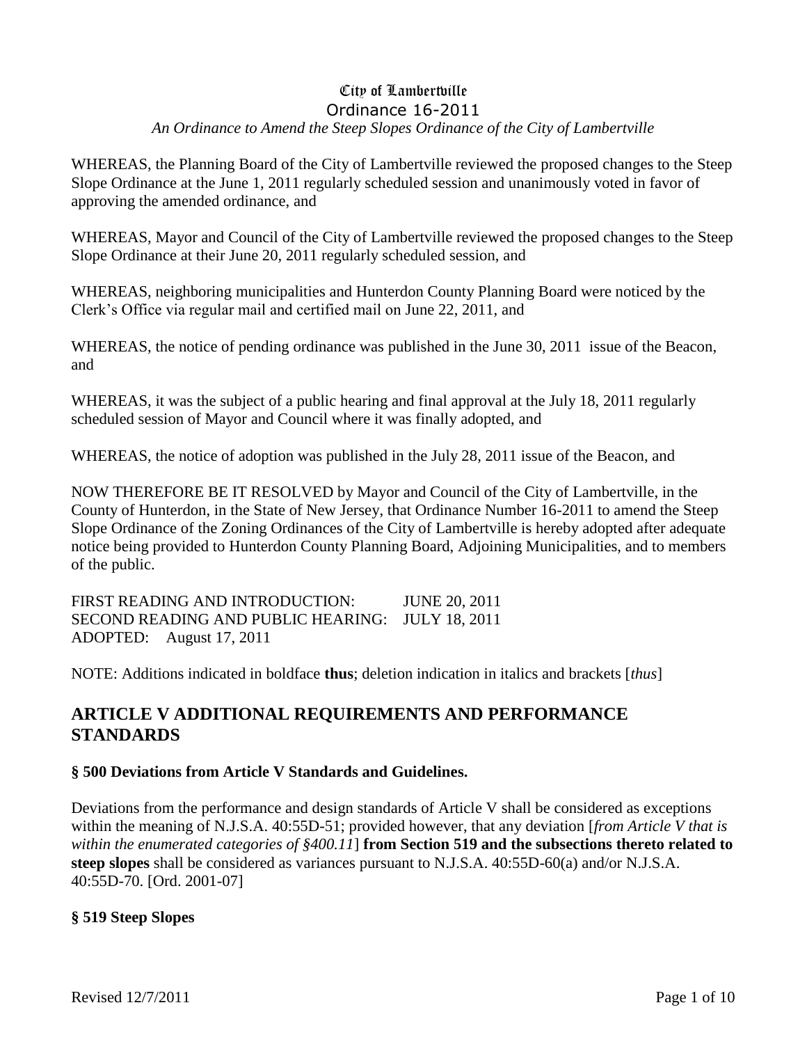City of Lambertville

Ordinance 16-2011

*An Ordinance to Amend the Steep Slopes Ordinance of the City of Lambertville*

WHEREAS, the Planning Board of the City of Lambertville reviewed the proposed changes to the Steep Slope Ordinance at the June 1, 2011 regularly scheduled session and unanimously voted in favor of approving the amended ordinance, and

WHEREAS, Mayor and Council of the City of Lambertville reviewed the proposed changes to the Steep Slope Ordinance at their June 20, 2011 regularly scheduled session, and

WHEREAS, neighboring municipalities and Hunterdon County Planning Board were noticed by the Clerk's Office via regular mail and certified mail on June 22, 2011, and

WHEREAS, the notice of pending ordinance was published in the June 30, 2011 issue of the Beacon, and

WHEREAS, it was the subject of a public hearing and final approval at the July 18, 2011 regularly scheduled session of Mayor and Council where it was finally adopted, and

WHEREAS, the notice of adoption was published in the July 28, 2011 issue of the Beacon, and

NOW THEREFORE BE IT RESOLVED by Mayor and Council of the City of Lambertville, in the County of Hunterdon, in the State of New Jersey, that Ordinance Number 16-2011 to amend the Steep Slope Ordinance of the Zoning Ordinances of the City of Lambertville is hereby adopted after adequate notice being provided to Hunterdon County Planning Board, Adjoining Municipalities, and to members of the public.

FIRST READING AND INTRODUCTION: JUNE 20, 2011
SECOND READING AND PUBLIC HEARING: JULY 18, 2011
ADOPTED: August 17, 2011

NOTE: Additions indicated in boldface **thus**; deletion indication in italics and brackets [*thus*]

## ARTICLE V ADDITIONAL REQUIREMENTS AND PERFORMANCE STANDARDS

### § 500 Deviations from Article V Standards and Guidelines.

Deviations from the performance and design standards of Article V shall be considered as exceptions within the meaning of N.J.S.A. 40:55D-51; provided however, that any deviation [*from Article V that is within the enumerated categories of §400.11*] **from Section 519 and the subsections thereto related to steep slopes** shall be considered as variances pursuant to N.J.S.A. 40:55D-60(a) and/or N.J.S.A. 40:55D-70. [Ord. 2001-07]

### § 519 Steep Slopes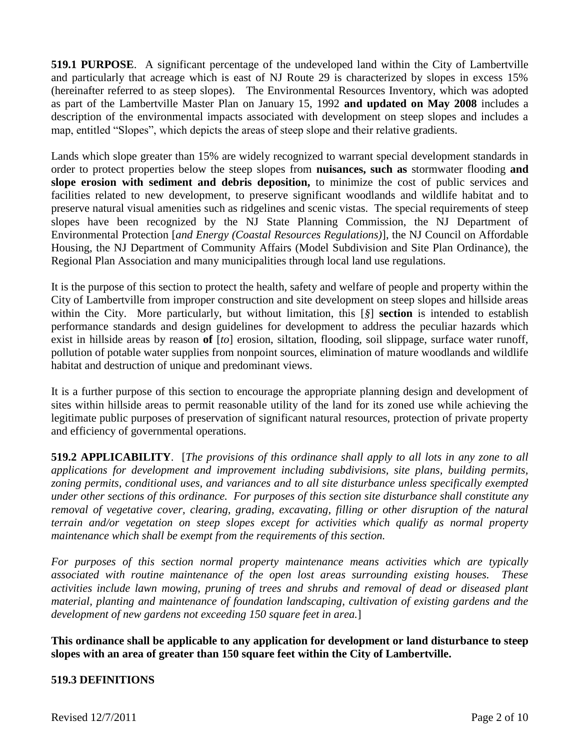**519.1 PURPOSE**. A significant percentage of the undeveloped land within the City of Lambertville and particularly that acreage which is east of NJ Route 29 is characterized by slopes in excess 15% (hereinafter referred to as steep slopes). The Environmental Resources Inventory, which was adopted as part of the Lambertville Master Plan on January 15, 1992 **and updated on May 2008** includes a description of the environmental impacts associated with development on steep slopes and includes a map, entitled "Slopes", which depicts the areas of steep slope and their relative gradients.

Lands which slope greater than 15% are widely recognized to warrant special development standards in order to protect properties below the steep slopes from **nuisances, such as** stormwater flooding **and slope erosion with sediment and debris deposition,** to minimize the cost of public services and facilities related to new development, to preserve significant woodlands and wildlife habitat and to preserve natural visual amenities such as ridgelines and scenic vistas. The special requirements of steep slopes have been recognized by the NJ State Planning Commission, the NJ Department of Environmental Protection [*and Energy (Coastal Resources Regulations)*], the NJ Council on Affordable Housing, the NJ Department of Community Affairs (Model Subdivision and Site Plan Ordinance), the Regional Plan Association and many municipalities through local land use regulations.

It is the purpose of this section to protect the health, safety and welfare of people and property within the City of Lambertville from improper construction and site development on steep slopes and hillside areas within the City. More particularly, but without limitation, this [*§*] **section** is intended to establish performance standards and design guidelines for development to address the peculiar hazards which exist in hillside areas by reason **of** [*to*] erosion, siltation, flooding, soil slippage, surface water runoff, pollution of potable water supplies from nonpoint sources, elimination of mature woodlands and wildlife habitat and destruction of unique and predominant views.

It is a further purpose of this section to encourage the appropriate planning design and development of sites within hillside areas to permit reasonable utility of the land for its zoned use while achieving the legitimate public purposes of preservation of significant natural resources, protection of private property and efficiency of governmental operations.

**519.2 APPLICABILITY**. [*The provisions of this ordinance shall apply to all lots in any zone to all applications for development and improvement including subdivisions, site plans, building permits, zoning permits, conditional uses, and variances and to all site disturbance unless specifically exempted under other sections of this ordinance. For purposes of this section site disturbance shall constitute any removal of vegetative cover, clearing, grading, excavating, filling or other disruption of the natural terrain and/or vegetation on steep slopes except for activities which qualify as normal property maintenance which shall be exempt from the requirements of this section.*

*For purposes of this section normal property maintenance means activities which are typically associated with routine maintenance of the open lost areas surrounding existing houses. These activities include lawn mowing, pruning of trees and shrubs and removal of dead or diseased plant material, planting and maintenance of foundation landscaping, cultivation of existing gardens and the development of new gardens not exceeding 150 square feet in area.*]

**This ordinance shall be applicable to any application for development or land disturbance to steep slopes with an area of greater than 150 square feet within the City of Lambertville.**

**519.3 DEFINITIONS**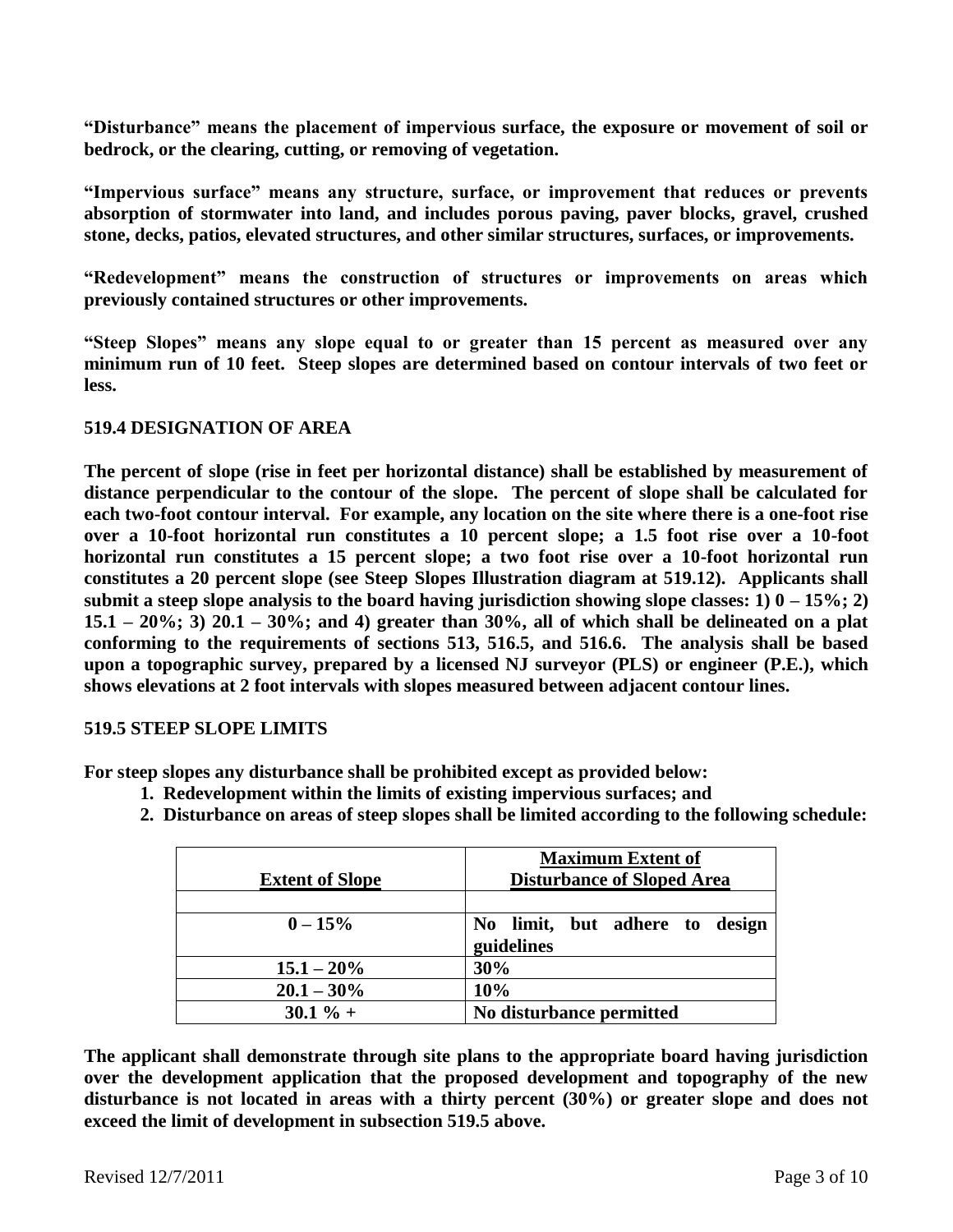**"Disturbance" means the placement of impervious surface, the exposure or movement of soil or bedrock, or the clearing, cutting, or removing of vegetation.**

**"Impervious surface" means any structure, surface, or improvement that reduces or prevents absorption of stormwater into land, and includes porous paving, paver blocks, gravel, crushed stone, decks, patios, elevated structures, and other similar structures, surfaces, or improvements.**

**"Redevelopment" means the construction of structures or improvements on areas which previously contained structures or other improvements.**

**"Steep Slopes" means any slope equal to or greater than 15 percent as measured over any minimum run of 10 feet. Steep slopes are determined based on contour intervals of two feet or less.**

## 519.4 DESIGNATION OF AREA

**The percent of slope (rise in feet per horizontal distance) shall be established by measurement of distance perpendicular to the contour of the slope. The percent of slope shall be calculated for each two-foot contour interval. For example, any location on the site where there is a one-foot rise over a 10-foot horizontal run constitutes a 10 percent slope; a 1.5 foot rise over a 10-foot horizontal run constitutes a 15 percent slope; a two foot rise over a 10-foot horizontal run constitutes a 20 percent slope (see Steep Slopes Illustration diagram at 519.12). Applicants shall submit a steep slope analysis to the board having jurisdiction showing slope classes: 1) 0 – 15%; 2) 15.1 – 20%; 3) 20.1 – 30%; and 4) greater than 30%, all of which shall be delineated on a plat conforming to the requirements of sections 513, 516.5, and 516.6. The analysis shall be based upon a topographic survey, prepared by a licensed NJ surveyor (PLS) or engineer (P.E.), which shows elevations at 2 foot intervals with slopes measured between adjacent contour lines.**

## 519.5 STEEP SLOPE LIMITS

**For steep slopes any disturbance shall be prohibited except as provided below:**

1. **Redevelopment within the limits of existing impervious surfaces; and**
2. **Disturbance on areas of steep slopes shall be limited according to the following schedule:**

| Extent of Slope | Maximum Extent of Disturbance of Sloped Area |
|---|---|
| 0 – 15% | No limit, but adhere to design guidelines |
| 15.1 – 20% | 30% |
| 20.1 – 30% | 10% |
| 30.1 % + | No disturbance permitted |

**The applicant shall demonstrate through site plans to the appropriate board having jurisdiction over the development application that the proposed development and topography of the new disturbance is not located in areas with a thirty percent (30%) or greater slope and does not exceed the limit of development in subsection 519.5 above.**

Revised 12/7/2011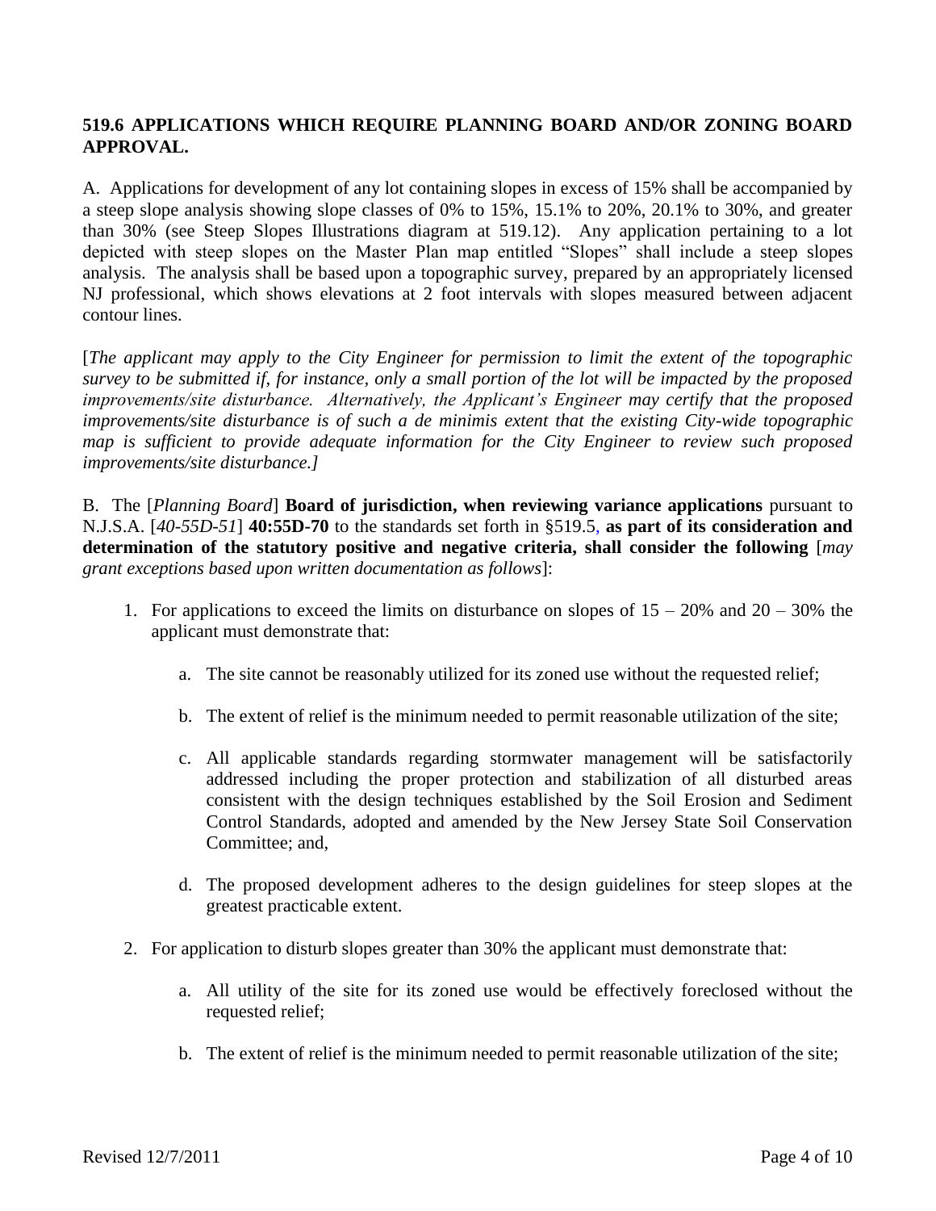**519.6 APPLICATIONS WHICH REQUIRE PLANNING BOARD AND/OR ZONING BOARD APPROVAL.**

A. Applications for development of any lot containing slopes in excess of 15% shall be accompanied by a steep slope analysis showing slope classes of 0% to 15%, 15.1% to 20%, 20.1% to 30%, and greater than 30% (see Steep Slopes Illustrations diagram at 519.12). Any application pertaining to a lot depicted with steep slopes on the Master Plan map entitled "Slopes" shall include a steep slopes analysis. The analysis shall be based upon a topographic survey, prepared by an appropriately licensed NJ professional, which shows elevations at 2 foot intervals with slopes measured between adjacent contour lines.

[*The applicant may apply to the City Engineer for permission to limit the extent of the topographic survey to be submitted if, for instance, only a small portion of the lot will be impacted by the proposed improvements/site disturbance. Alternatively, the Applicant's Engineer may certify that the proposed improvements/site disturbance is of such a de minimis extent that the existing City-wide topographic map is sufficient to provide adequate information for the City Engineer to review such proposed improvements/site disturbance.]*

B. The [*Planning Board*] **Board of jurisdiction, when reviewing variance applications** pursuant to N.J.S.A. [*40-55D-51*] **40:55D-70** to the standards set forth in §519.5, **as part of its consideration and determination of the statutory positive and negative criteria, shall consider the following** [*may grant exceptions based upon written documentation as follows*]:

1. For applications to exceed the limits on disturbance on slopes of 15 – 20% and 20 – 30% the applicant must demonstrate that:

    a. The site cannot be reasonably utilized for its zoned use without the requested relief;

    b. The extent of relief is the minimum needed to permit reasonable utilization of the site;

    c. All applicable standards regarding stormwater management will be satisfactorily addressed including the proper protection and stabilization of all disturbed areas consistent with the design techniques established by the Soil Erosion and Sediment Control Standards, adopted and amended by the New Jersey State Soil Conservation Committee; and,

    d. The proposed development adheres to the design guidelines for steep slopes at the greatest practicable extent.

2. For application to disturb slopes greater than 30% the applicant must demonstrate that:

    a. All utility of the site for its zoned use would be effectively foreclosed without the requested relief;

    b. The extent of relief is the minimum needed to permit reasonable utilization of the site;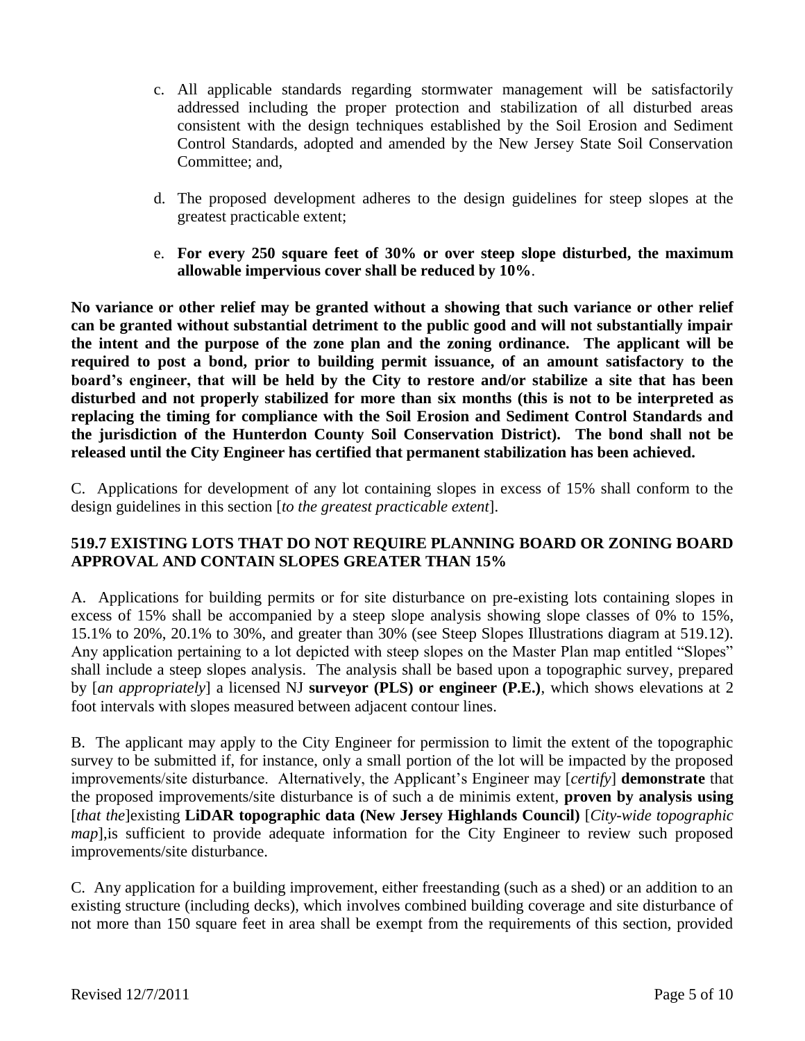c. All applicable standards regarding stormwater management will be satisfactorily addressed including the proper protection and stabilization of all disturbed areas consistent with the design techniques established by the Soil Erosion and Sediment Control Standards, adopted and amended by the New Jersey State Soil Conservation Committee; and,

d. The proposed development adheres to the design guidelines for steep slopes at the greatest practicable extent;

e. **For every 250 square feet of 30% or over steep slope disturbed, the maximum allowable impervious cover shall be reduced by 10%**.

**No variance or other relief may be granted without a showing that such variance or other relief can be granted without substantial detriment to the public good and will not substantially impair the intent and the purpose of the zone plan and the zoning ordinance. The applicant will be required to post a bond, prior to building permit issuance, of an amount satisfactory to the board's engineer, that will be held by the City to restore and/or stabilize a site that has been disturbed and not properly stabilized for more than six months (this is not to be interpreted as replacing the timing for compliance with the Soil Erosion and Sediment Control Standards and the jurisdiction of the Hunterdon County Soil Conservation District). The bond shall not be released until the City Engineer has certified that permanent stabilization has been achieved.**

C. Applications for development of any lot containing slopes in excess of 15% shall conform to the design guidelines in this section [*to the greatest practicable extent*].

**519.7 EXISTING LOTS THAT DO NOT REQUIRE PLANNING BOARD OR ZONING BOARD APPROVAL AND CONTAIN SLOPES GREATER THAN 15%**

A. Applications for building permits or for site disturbance on pre-existing lots containing slopes in excess of 15% shall be accompanied by a steep slope analysis showing slope classes of 0% to 15%, 15.1% to 20%, 20.1% to 30%, and greater than 30% (see Steep Slopes Illustrations diagram at 519.12). Any application pertaining to a lot depicted with steep slopes on the Master Plan map entitled "Slopes" shall include a steep slopes analysis. The analysis shall be based upon a topographic survey, prepared by [*an appropriately*] a licensed NJ **surveyor (PLS) or engineer (P.E.)**, which shows elevations at 2 foot intervals with slopes measured between adjacent contour lines.

B. The applicant may apply to the City Engineer for permission to limit the extent of the topographic survey to be submitted if, for instance, only a small portion of the lot will be impacted by the proposed improvements/site disturbance. Alternatively, the Applicant's Engineer may [*certify*] **demonstrate** that the proposed improvements/site disturbance is of such a de minimis extent, **proven by analysis using** [*that the*]existing **LiDAR topographic data (New Jersey Highlands Council)** [*City-wide topographic map*],is sufficient to provide adequate information for the City Engineer to review such proposed improvements/site disturbance.

C. Any application for a building improvement, either freestanding (such as a shed) or an addition to an existing structure (including decks), which involves combined building coverage and site disturbance of not more than 150 square feet in area shall be exempt from the requirements of this section, provided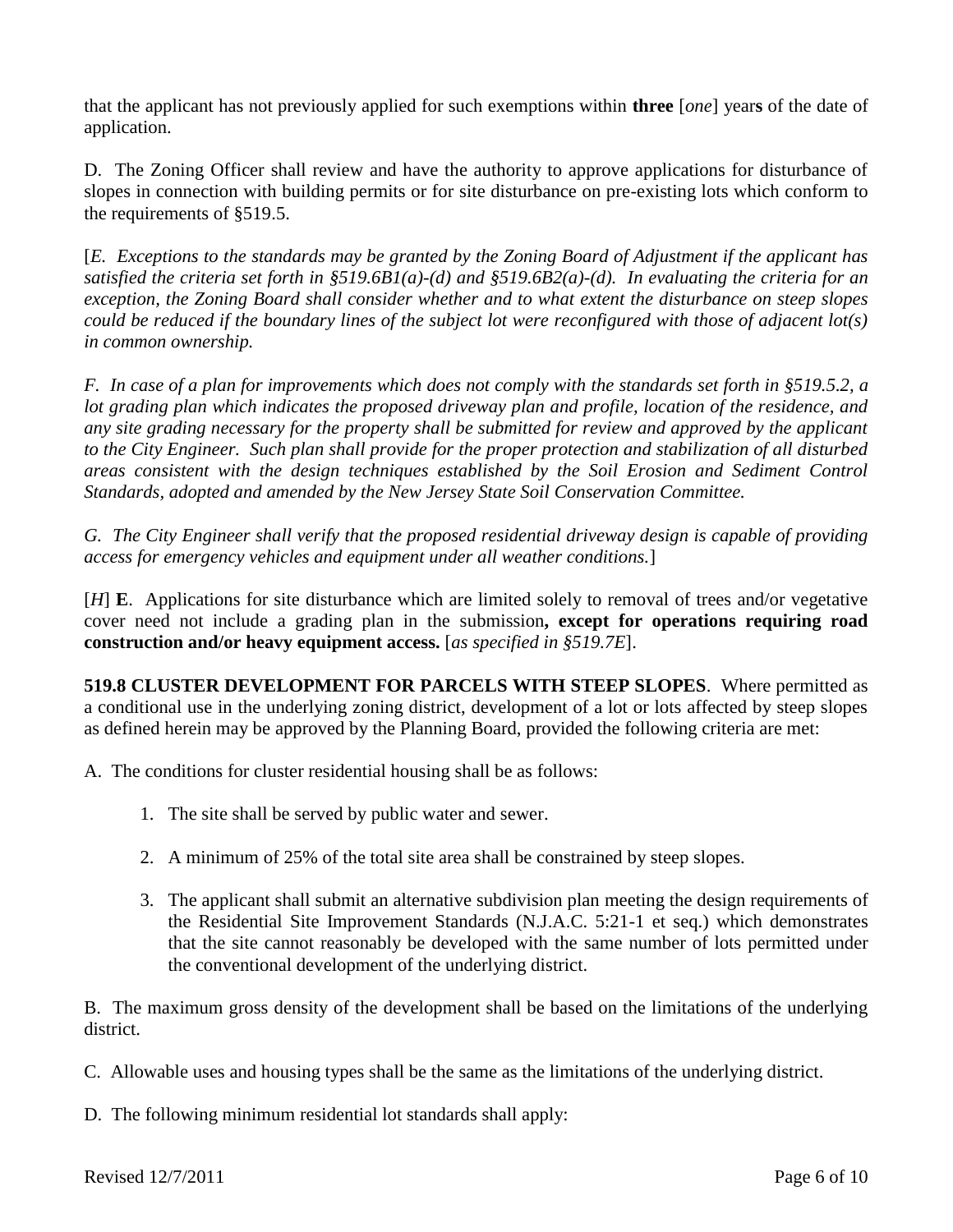that the applicant has not previously applied for such exemptions within **three** [*one*] year**s** of the date of application.

D. The Zoning Officer shall review and have the authority to approve applications for disturbance of slopes in connection with building permits or for site disturbance on pre-existing lots which conform to the requirements of §519.5.

[*E. Exceptions to the standards may be granted by the Zoning Board of Adjustment if the applicant has satisfied the criteria set forth in §519.6B1(a)-(d) and §519.6B2(a)-(d). In evaluating the criteria for an exception, the Zoning Board shall consider whether and to what extent the disturbance on steep slopes could be reduced if the boundary lines of the subject lot were reconfigured with those of adjacent lot(s) in common ownership.*

*F. In case of a plan for improvements which does not comply with the standards set forth in §519.5.2, a lot grading plan which indicates the proposed driveway plan and profile, location of the residence, and any site grading necessary for the property shall be submitted for review and approved by the applicant to the City Engineer. Such plan shall provide for the proper protection and stabilization of all disturbed areas consistent with the design techniques established by the Soil Erosion and Sediment Control Standards, adopted and amended by the New Jersey State Soil Conservation Committee.*

*G. The City Engineer shall verify that the proposed residential driveway design is capable of providing access for emergency vehicles and equipment under all weather conditions.*]

[*H*] **E**. Applications for site disturbance which are limited solely to removal of trees and/or vegetative cover need not include a grading plan in the submission**, except for operations requiring road construction and/or heavy equipment access.** [*as specified in §519.7E*].

**519.8 CLUSTER DEVELOPMENT FOR PARCELS WITH STEEP SLOPES**. Where permitted as a conditional use in the underlying zoning district, development of a lot or lots affected by steep slopes as defined herein may be approved by the Planning Board, provided the following criteria are met:

A. The conditions for cluster residential housing shall be as follows:

1. The site shall be served by public water and sewer.
2. A minimum of 25% of the total site area shall be constrained by steep slopes.
3. The applicant shall submit an alternative subdivision plan meeting the design requirements of the Residential Site Improvement Standards (N.J.A.C. 5:21-1 et seq.) which demonstrates that the site cannot reasonably be developed with the same number of lots permitted under the conventional development of the underlying district.

B. The maximum gross density of the development shall be based on the limitations of the underlying district.

C. Allowable uses and housing types shall be the same as the limitations of the underlying district.

D. The following minimum residential lot standards shall apply: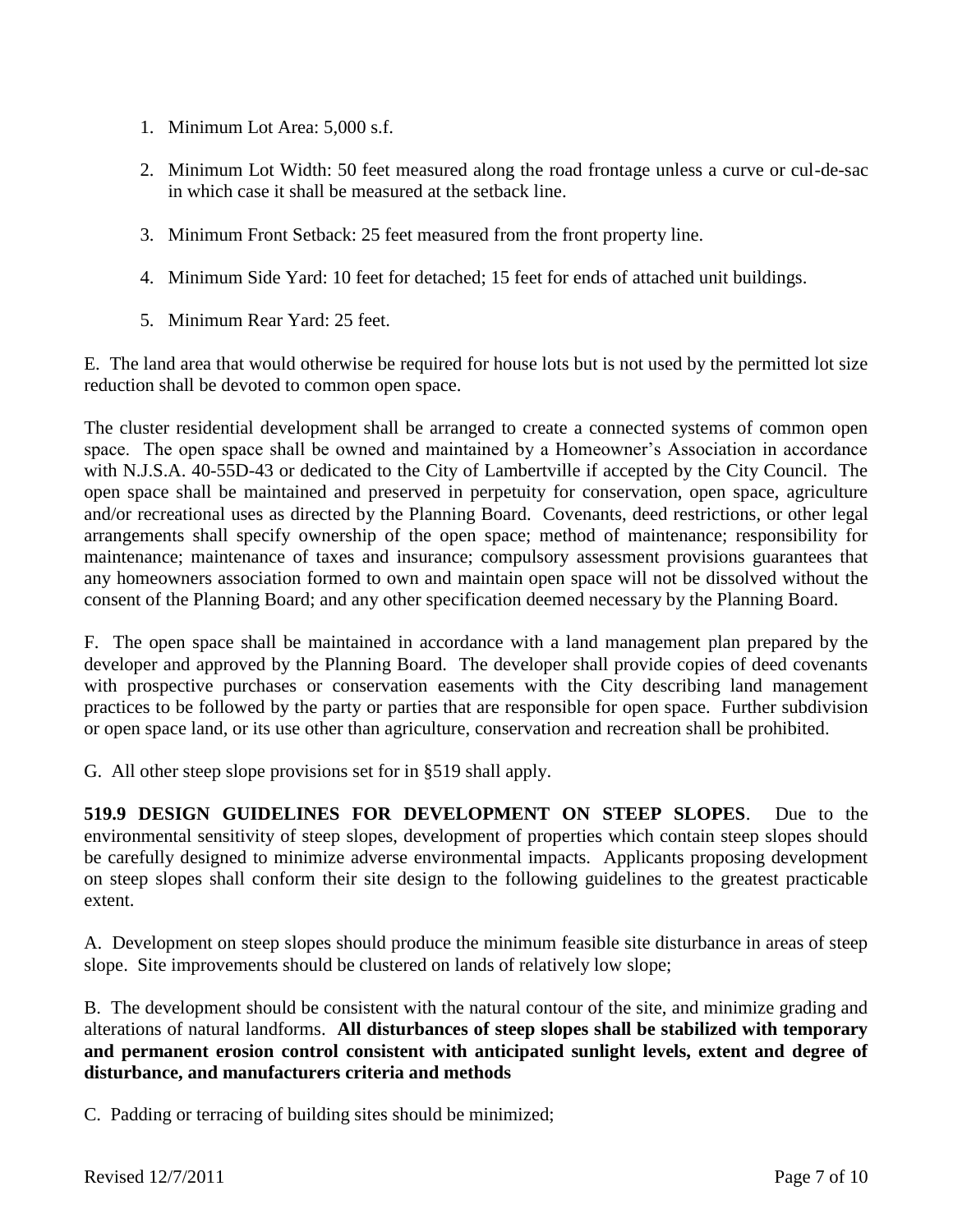1. Minimum Lot Area: 5,000 s.f.

2. Minimum Lot Width: 50 feet measured along the road frontage unless a curve or cul-de-sac in which case it shall be measured at the setback line.

3. Minimum Front Setback: 25 feet measured from the front property line.

4. Minimum Side Yard: 10 feet for detached; 15 feet for ends of attached unit buildings.

5. Minimum Rear Yard: 25 feet.

E. The land area that would otherwise be required for house lots but is not used by the permitted lot size reduction shall be devoted to common open space.

The cluster residential development shall be arranged to create a connected systems of common open space. The open space shall be owned and maintained by a Homeowner's Association in accordance with N.J.S.A. 40-55D-43 or dedicated to the City of Lambertville if accepted by the City Council. The open space shall be maintained and preserved in perpetuity for conservation, open space, agriculture and/or recreational uses as directed by the Planning Board. Covenants, deed restrictions, or other legal arrangements shall specify ownership of the open space; method of maintenance; responsibility for maintenance; maintenance of taxes and insurance; compulsory assessment provisions guarantees that any homeowners association formed to own and maintain open space will not be dissolved without the consent of the Planning Board; and any other specification deemed necessary by the Planning Board.

F. The open space shall be maintained in accordance with a land management plan prepared by the developer and approved by the Planning Board. The developer shall provide copies of deed covenants with prospective purchases or conservation easements with the City describing land management practices to be followed by the party or parties that are responsible for open space. Further subdivision or open space land, or its use other than agriculture, conservation and recreation shall be prohibited.

G. All other steep slope provisions set for in §519 shall apply.

**519.9 DESIGN GUIDELINES FOR DEVELOPMENT ON STEEP SLOPES**. Due to the environmental sensitivity of steep slopes, development of properties which contain steep slopes should be carefully designed to minimize adverse environmental impacts. Applicants proposing development on steep slopes shall conform their site design to the following guidelines to the greatest practicable extent.

A. Development on steep slopes should produce the minimum feasible site disturbance in areas of steep slope. Site improvements should be clustered on lands of relatively low slope;

B. The development should be consistent with the natural contour of the site, and minimize grading and alterations of natural landforms. **All disturbances of steep slopes shall be stabilized with temporary and permanent erosion control consistent with anticipated sunlight levels, extent and degree of disturbance, and manufacturers criteria and methods**

C. Padding or terracing of building sites should be minimized;

Revised 12/7/2011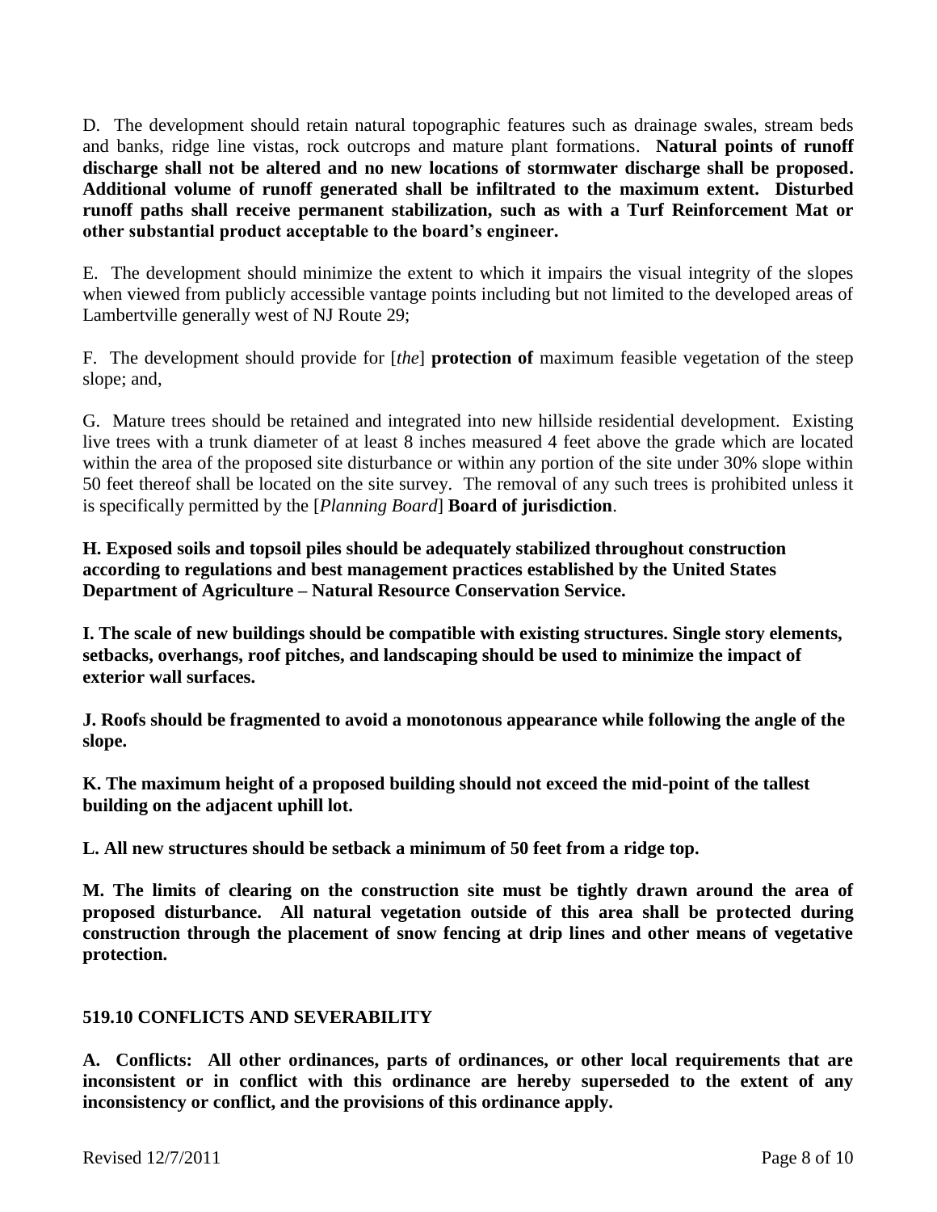D. The development should retain natural topographic features such as drainage swales, stream beds and banks, ridge line vistas, rock outcrops and mature plant formations. **Natural points of runoff discharge shall not be altered and no new locations of stormwater discharge shall be proposed. Additional volume of runoff generated shall be infiltrated to the maximum extent. Disturbed runoff paths shall receive permanent stabilization, such as with a Turf Reinforcement Mat or other substantial product acceptable to the board's engineer.**

E. The development should minimize the extent to which it impairs the visual integrity of the slopes when viewed from publicly accessible vantage points including but not limited to the developed areas of Lambertville generally west of NJ Route 29;

F. The development should provide for [*the*] **protection of** maximum feasible vegetation of the steep slope; and,

G. Mature trees should be retained and integrated into new hillside residential development. Existing live trees with a trunk diameter of at least 8 inches measured 4 feet above the grade which are located within the area of the proposed site disturbance or within any portion of the site under 30% slope within 50 feet thereof shall be located on the site survey. The removal of any such trees is prohibited unless it is specifically permitted by the [*Planning Board*] **Board of jurisdiction**.

**H. Exposed soils and topsoil piles should be adequately stabilized throughout construction according to regulations and best management practices established by the United States Department of Agriculture – Natural Resource Conservation Service.**

**I. The scale of new buildings should be compatible with existing structures. Single story elements, setbacks, overhangs, roof pitches, and landscaping should be used to minimize the impact of exterior wall surfaces.**

**J. Roofs should be fragmented to avoid a monotonous appearance while following the angle of the slope.**

**K. The maximum height of a proposed building should not exceed the mid-point of the tallest building on the adjacent uphill lot.**

**L. All new structures should be setback a minimum of 50 feet from a ridge top.**

**M. The limits of clearing on the construction site must be tightly drawn around the area of proposed disturbance. All natural vegetation outside of this area shall be protected during construction through the placement of snow fencing at drip lines and other means of vegetative protection.**

### 519.10 CONFLICTS AND SEVERABILITY

**A. Conflicts: All other ordinances, parts of ordinances, or other local requirements that are inconsistent or in conflict with this ordinance are hereby superseded to the extent of any inconsistency or conflict, and the provisions of this ordinance apply.**

Revised 12/7/2011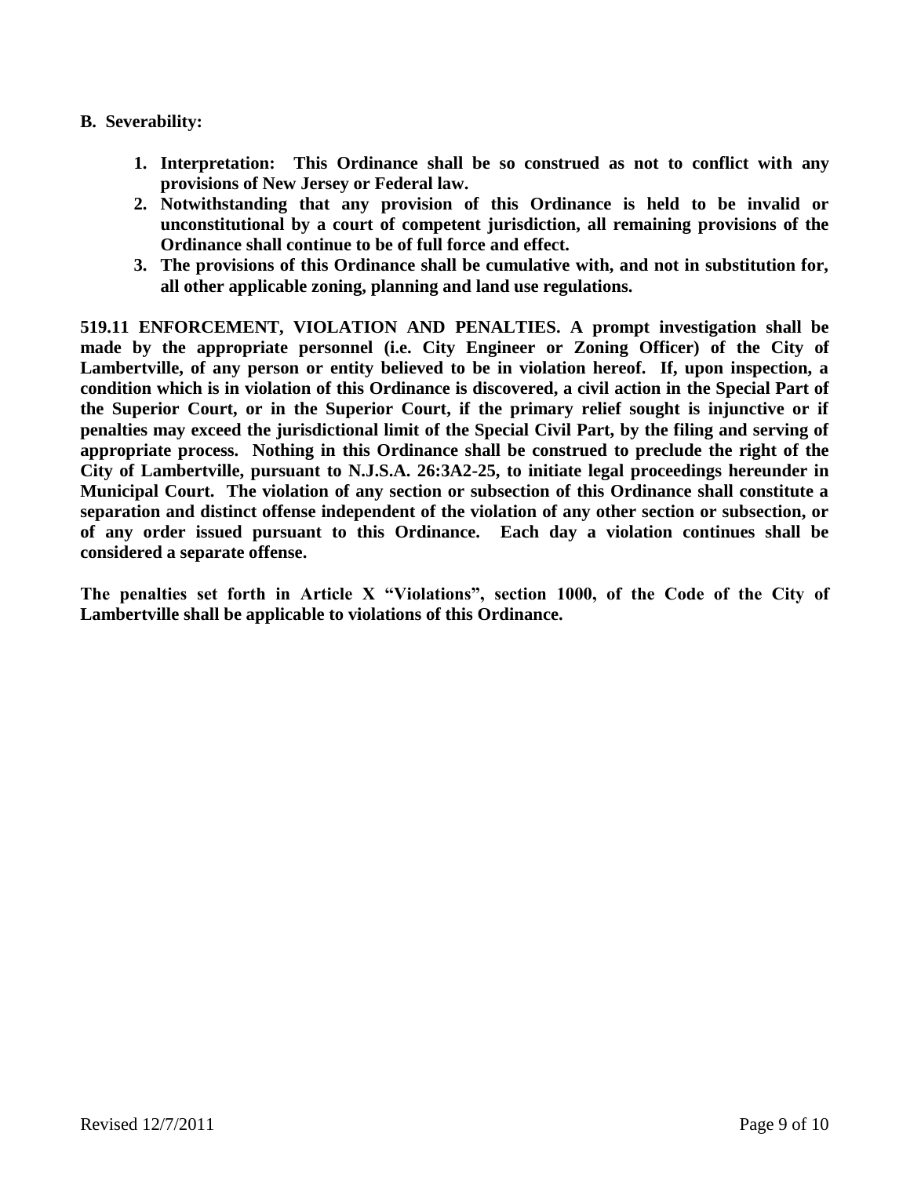**B. Severability:**

1. **Interpretation: This Ordinance shall be so construed as not to conflict with any provisions of New Jersey or Federal law.**
2. **Notwithstanding that any provision of this Ordinance is held to be invalid or unconstitutional by a court of competent jurisdiction, all remaining provisions of the Ordinance shall continue to be of full force and effect.**
3. **The provisions of this Ordinance shall be cumulative with, and not in substitution for, all other applicable zoning, planning and land use regulations.**

**519.11 ENFORCEMENT, VIOLATION AND PENALTIES. A prompt investigation shall be made by the appropriate personnel (i.e. City Engineer or Zoning Officer) of the City of Lambertville, of any person or entity believed to be in violation hereof. If, upon inspection, a condition which is in violation of this Ordinance is discovered, a civil action in the Special Part of the Superior Court, or in the Superior Court, if the primary relief sought is injunctive or if penalties may exceed the jurisdictional limit of the Special Civil Part, by the filing and serving of appropriate process. Nothing in this Ordinance shall be construed to preclude the right of the City of Lambertville, pursuant to N.J.S.A. 26:3A2-25, to initiate legal proceedings hereunder in Municipal Court. The violation of any section or subsection of this Ordinance shall constitute a separation and distinct offense independent of the violation of any other section or subsection, or of any order issued pursuant to this Ordinance. Each day a violation continues shall be considered a separate offense.**

**The penalties set forth in Article X "Violations", section 1000, of the Code of the City of Lambertville shall be applicable to violations of this Ordinance.**

Revised 12/7/2011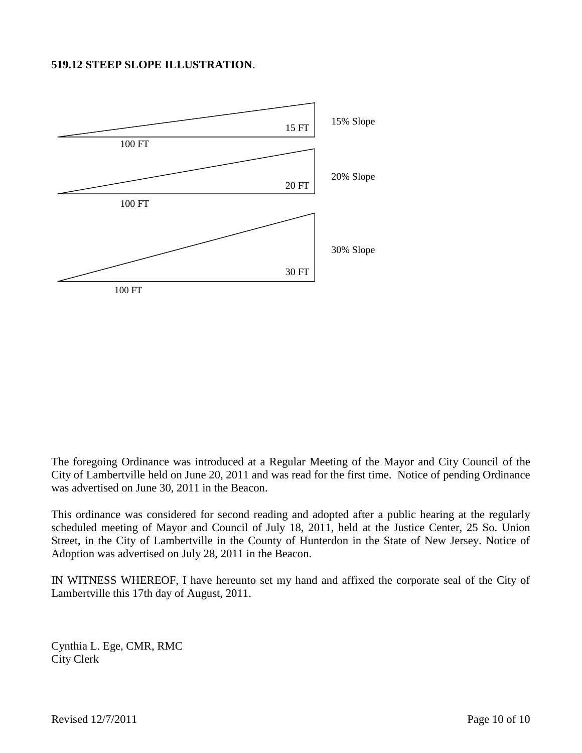**519.12 STEEP SLOPE ILLUSTRATION**.

15 FT

100 FT

15% Slope

20 FT

100 FT

20% Slope

30 FT

100 FT

30% Slope

The foregoing Ordinance was introduced at a Regular Meeting of the Mayor and City Council of the City of Lambertville held on June 20, 2011 and was read for the first time. Notice of pending Ordinance was advertised on June 30, 2011 in the Beacon.

This ordinance was considered for second reading and adopted after a public hearing at the regularly scheduled meeting of Mayor and Council of July 18, 2011, held at the Justice Center, 25 So. Union Street, in the City of Lambertville in the County of Hunterdon in the State of New Jersey. Notice of Adoption was advertised on July 28, 2011 in the Beacon.

IN WITNESS WHEREOF, I have hereunto set my hand and affixed the corporate seal of the City of Lambertville this 17th day of August, 2011.

Cynthia L. Ege, CMR, RMC
City Clerk

Revised 12/7/2011